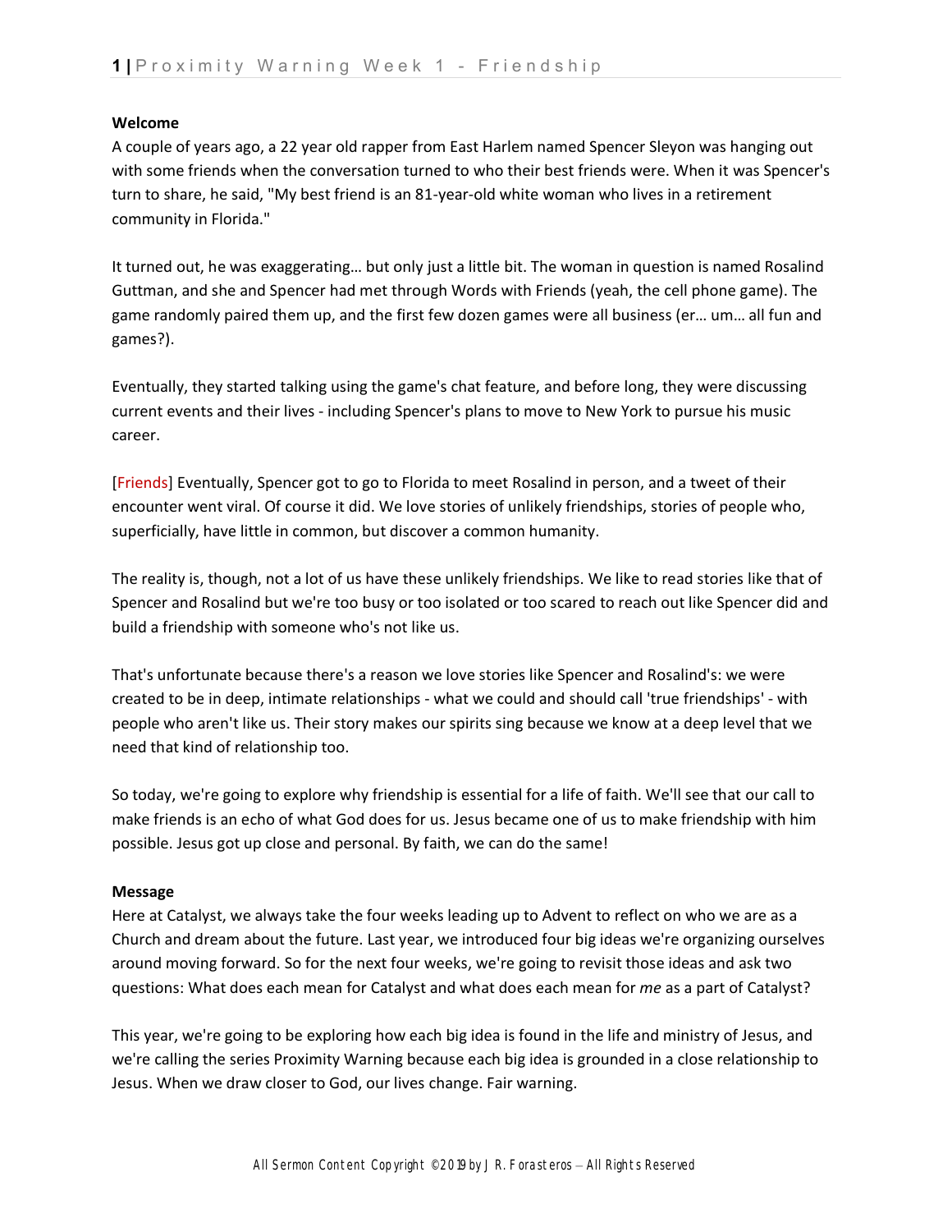**Welcome**

A couple of years ago, a 22 year old rapper from East Harlem named Spencer Sleyon was hanging out with some friends when the conversation turned to who their best friends were. When it was Spencer's turn to share, he said, "My best friend is an 81-year-old white woman who lives in a retirement community in Florida."

It turned out, he was exaggerating… but only just a little bit. The woman in question is named Rosalind Guttman, and she and Spencer had met through Words with Friends (yeah, the cell phone game). The game randomly paired them up, and the first few dozen games were all business (er… um… all fun and games?).

Eventually, they started talking using the game's chat feature, and before long, they were discussing current events and their lives - including Spencer's plans to move to New York to pursue his music career.

[Friends] Eventually, Spencer got to go to Florida to meet Rosalind in person, and a tweet of their encounter went viral. Of course it did. We love stories of unlikely friendships, stories of people who, superficially, have little in common, but discover a common humanity.

The reality is, though, not a lot of us have these unlikely friendships. We like to read stories like that of Spencer and Rosalind but we're too busy or too isolated or too scared to reach out like Spencer did and build a friendship with someone who's not like us.

That's unfortunate because there's a reason we love stories like Spencer and Rosalind's: we were created to be in deep, intimate relationships - what we could and should call 'true friendships' - with people who aren't like us. Their story makes our spirits sing because we know at a deep level that we need that kind of relationship too.

So today, we're going to explore why friendship is essential for a life of faith. We'll see that our call to make friends is an echo of what God does for us. Jesus became one of us to make friendship with him possible. Jesus got up close and personal. By faith, we can do the same!

**Message**

Here at Catalyst, we always take the four weeks leading up to Advent to reflect on who we are as a Church and dream about the future. Last year, we introduced four big ideas we're organizing ourselves around moving forward. So for the next four weeks, we're going to revisit those ideas and ask two questions: What does each mean for Catalyst and what does each mean for *me* as a part of Catalyst?

This year, we're going to be exploring how each big idea is found in the life and ministry of Jesus, and we're calling the series Proximity Warning because each big idea is grounded in a close relationship to Jesus. When we draw closer to God, our lives change. Fair warning.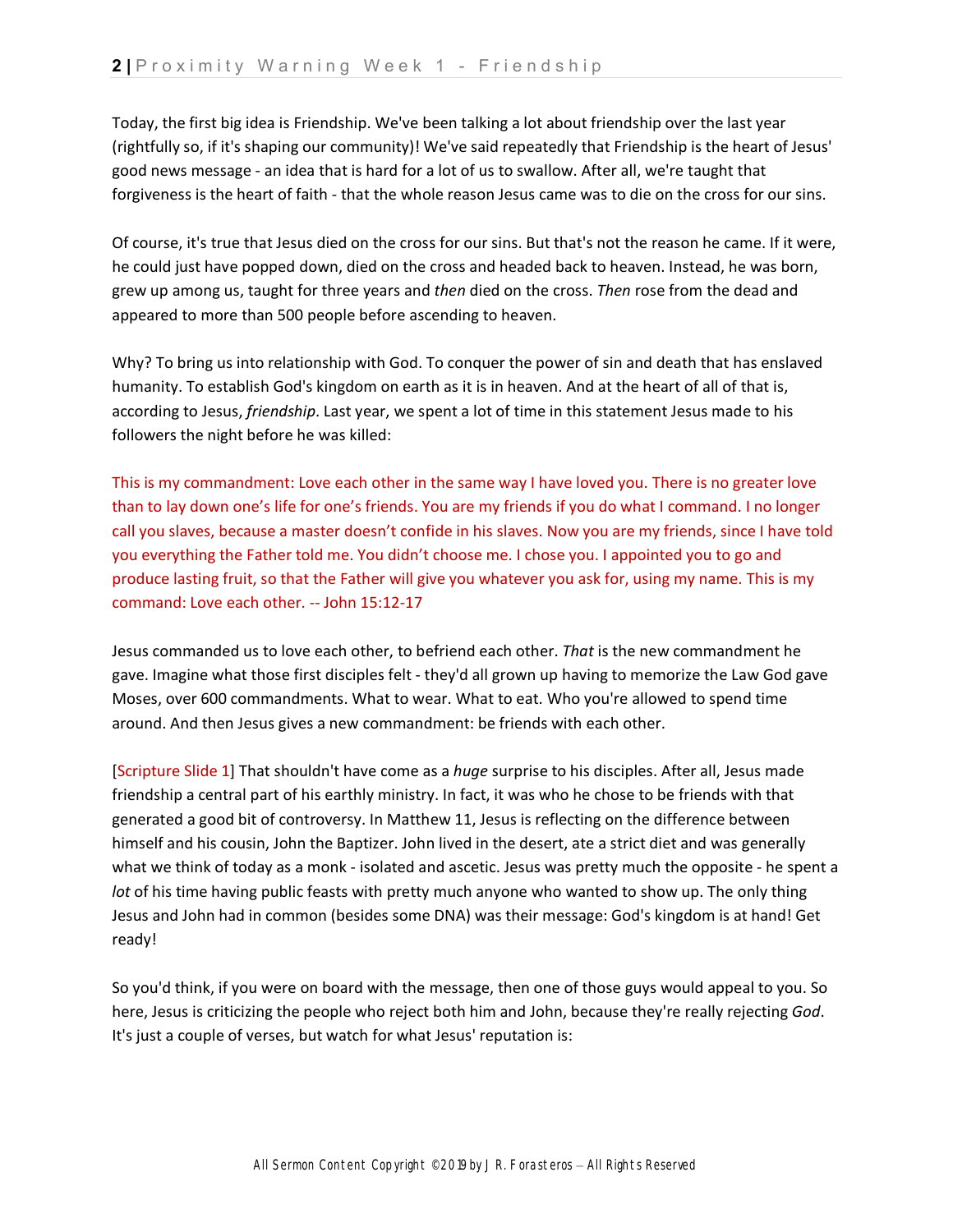Today, the first big idea is Friendship. We've been talking a lot about friendship over the last year (rightfully so, if it's shaping our community)! We've said repeatedly that Friendship is the heart of Jesus' good news message - an idea that is hard for a lot of us to swallow. After all, we're taught that forgiveness is the heart of faith - that the whole reason Jesus came was to die on the cross for our sins.

Of course, it's true that Jesus died on the cross for our sins. But that's not the reason he came. If it were, he could just have popped down, died on the cross and headed back to heaven. Instead, he was born, grew up among us, taught for three years and *then* died on the cross. *Then* rose from the dead and appeared to more than 500 people before ascending to heaven.

Why? To bring us into relationship with God. To conquer the power of sin and death that has enslaved humanity. To establish God's kingdom on earth as it is in heaven. And at the heart of all of that is, according to Jesus, *friendship*. Last year, we spent a lot of time in this statement Jesus made to his followers the night before he was killed:

This is my commandment: Love each other in the same way I have loved you. There is no greater love than to lay down one's life for one's friends. You are my friends if you do what I command. I no longer call you slaves, because a master doesn't confide in his slaves. Now you are my friends, since I have told you everything the Father told me. You didn't choose me. I chose you. I appointed you to go and produce lasting fruit, so that the Father will give you whatever you ask for, using my name. This is my command: Love each other. -- John 15:12-17

Jesus commanded us to love each other, to befriend each other. *That* is the new commandment he gave. Imagine what those first disciples felt - they'd all grown up having to memorize the Law God gave Moses, over 600 commandments. What to wear. What to eat. Who you're allowed to spend time around. And then Jesus gives a new commandment: be friends with each other.

[Scripture Slide 1] That shouldn't have come as a *huge* surprise to his disciples. After all, Jesus made friendship a central part of his earthly ministry. In fact, it was who he chose to be friends with that generated a good bit of controversy. In Matthew 11, Jesus is reflecting on the difference between himself and his cousin, John the Baptizer. John lived in the desert, ate a strict diet and was generally what we think of today as a monk - isolated and ascetic. Jesus was pretty much the opposite - he spent a *lot* of his time having public feasts with pretty much anyone who wanted to show up. The only thing Jesus and John had in common (besides some DNA) was their message: God's kingdom is at hand! Get ready!

So you'd think, if you were on board with the message, then one of those guys would appeal to you. So here, Jesus is criticizing the people who reject both him and John, because they're really rejecting *God*. It's just a couple of verses, but watch for what Jesus' reputation is: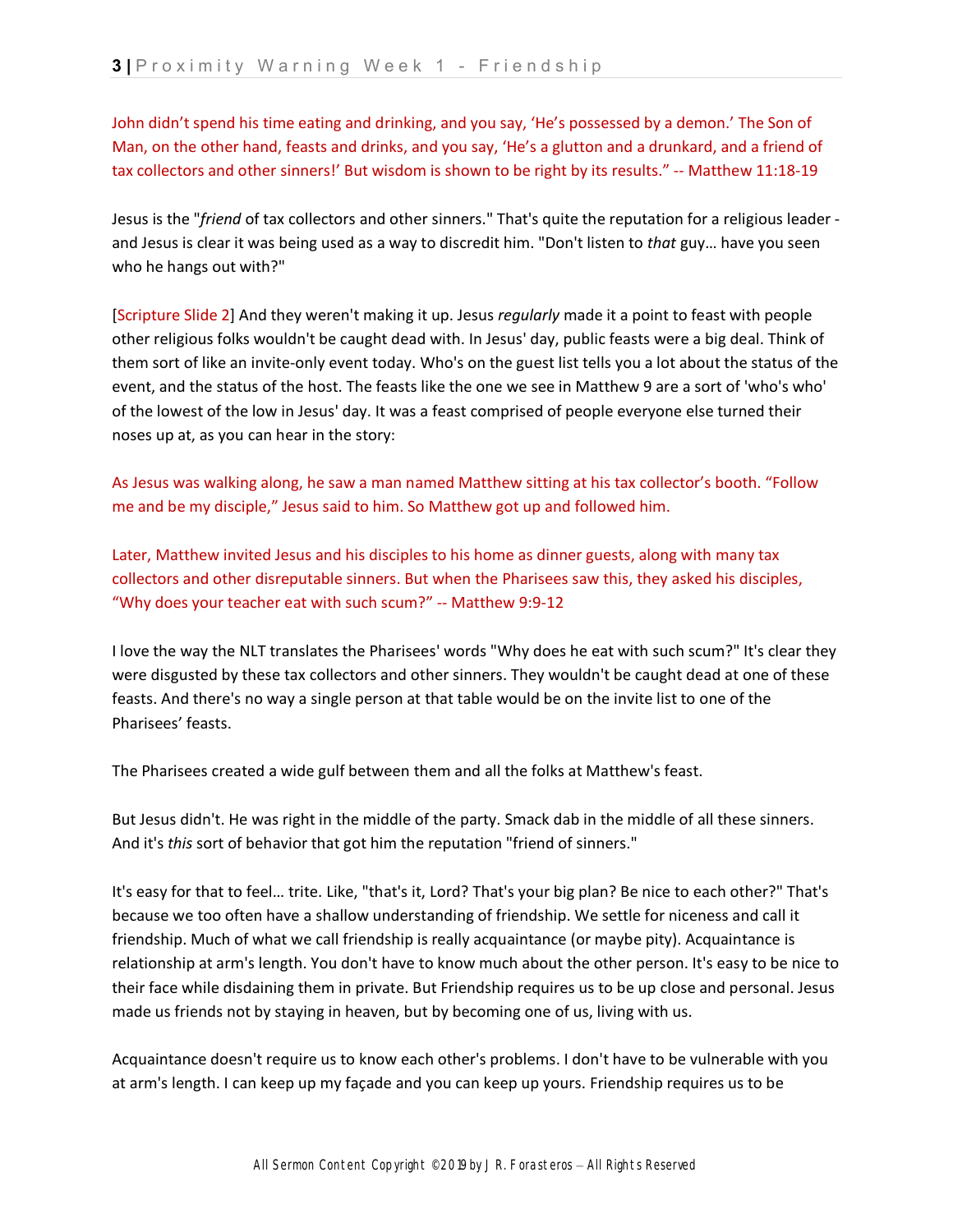John didn't spend his time eating and drinking, and you say, 'He's possessed by a demon.' The Son of Man, on the other hand, feasts and drinks, and you say, 'He's a glutton and a drunkard, and a friend of tax collectors and other sinners!' But wisdom is shown to be right by its results." -- Matthew 11:18-19

Jesus is the "*friend* of tax collectors and other sinners." That's quite the reputation for a religious leader - and Jesus is clear it was being used as a way to discredit him. "Don't listen to *that* guy… have you seen who he hangs out with?"

[Scripture Slide 2] And they weren't making it up. Jesus *regularly* made it a point to feast with people other religious folks wouldn't be caught dead with. In Jesus' day, public feasts were a big deal. Think of them sort of like an invite-only event today. Who's on the guest list tells you a lot about the status of the event, and the status of the host. The feasts like the one we see in Matthew 9 are a sort of 'who's who' of the lowest of the low in Jesus' day. It was a feast comprised of people everyone else turned their noses up at, as you can hear in the story:

As Jesus was walking along, he saw a man named Matthew sitting at his tax collector's booth. "Follow me and be my disciple," Jesus said to him. So Matthew got up and followed him.

Later, Matthew invited Jesus and his disciples to his home as dinner guests, along with many tax collectors and other disreputable sinners. But when the Pharisees saw this, they asked his disciples, "Why does your teacher eat with such scum?" -- Matthew 9:9-12

I love the way the NLT translates the Pharisees' words "Why does he eat with such scum?" It's clear they were disgusted by these tax collectors and other sinners. They wouldn't be caught dead at one of these feasts. And there's no way a single person at that table would be on the invite list to one of the Pharisees' feasts.

The Pharisees created a wide gulf between them and all the folks at Matthew's feast.

But Jesus didn't. He was right in the middle of the party. Smack dab in the middle of all these sinners. And it's *this* sort of behavior that got him the reputation "friend of sinners."

It's easy for that to feel… trite. Like, "that's it, Lord? That's your big plan? Be nice to each other?" That's because we too often have a shallow understanding of friendship. We settle for niceness and call it friendship. Much of what we call friendship is really acquaintance (or maybe pity). Acquaintance is relationship at arm's length. You don't have to know much about the other person. It's easy to be nice to their face while disdaining them in private. But Friendship requires us to be up close and personal. Jesus made us friends not by staying in heaven, but by becoming one of us, living with us.

Acquaintance doesn't require us to know each other's problems. I don't have to be vulnerable with you at arm's length. I can keep up my façade and you can keep up yours. Friendship requires us to be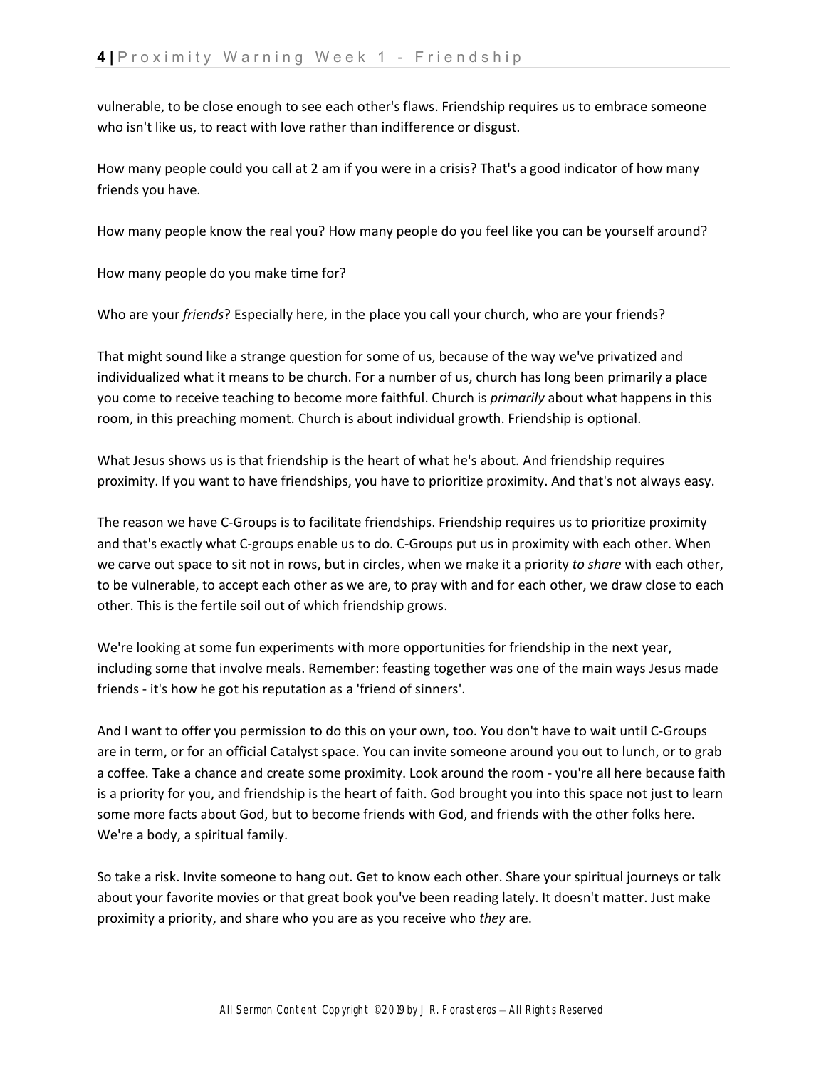vulnerable, to be close enough to see each other's flaws. Friendship requires us to embrace someone who isn't like us, to react with love rather than indifference or disgust.

How many people could you call at 2 am if you were in a crisis? That's a good indicator of how many friends you have.

How many people know the real you? How many people do you feel like you can be yourself around?

How many people do you make time for?

Who are your *friends*? Especially here, in the place you call your church, who are your friends?

That might sound like a strange question for some of us, because of the way we've privatized and individualized what it means to be church. For a number of us, church has long been primarily a place you come to receive teaching to become more faithful. Church is *primarily* about what happens in this room, in this preaching moment. Church is about individual growth. Friendship is optional.

What Jesus shows us is that friendship is the heart of what he's about. And friendship requires proximity. If you want to have friendships, you have to prioritize proximity. And that's not always easy.

The reason we have C-Groups is to facilitate friendships. Friendship requires us to prioritize proximity and that's exactly what C-groups enable us to do. C-Groups put us in proximity with each other. When we carve out space to sit not in rows, but in circles, when we make it a priority *to share* with each other, to be vulnerable, to accept each other as we are, to pray with and for each other, we draw close to each other. This is the fertile soil out of which friendship grows.

We're looking at some fun experiments with more opportunities for friendship in the next year, including some that involve meals. Remember: feasting together was one of the main ways Jesus made friends - it's how he got his reputation as a 'friend of sinners'.

And I want to offer you permission to do this on your own, too. You don't have to wait until C-Groups are in term, or for an official Catalyst space. You can invite someone around you out to lunch, or to grab a coffee. Take a chance and create some proximity. Look around the room - you're all here because faith is a priority for you, and friendship is the heart of faith. God brought you into this space not just to learn some more facts about God, but to become friends with God, and friends with the other folks here. We're a body, a spiritual family.

So take a risk. Invite someone to hang out. Get to know each other. Share your spiritual journeys or talk about your favorite movies or that great book you've been reading lately. It doesn't matter. Just make proximity a priority, and share who you are as you receive who *they* are.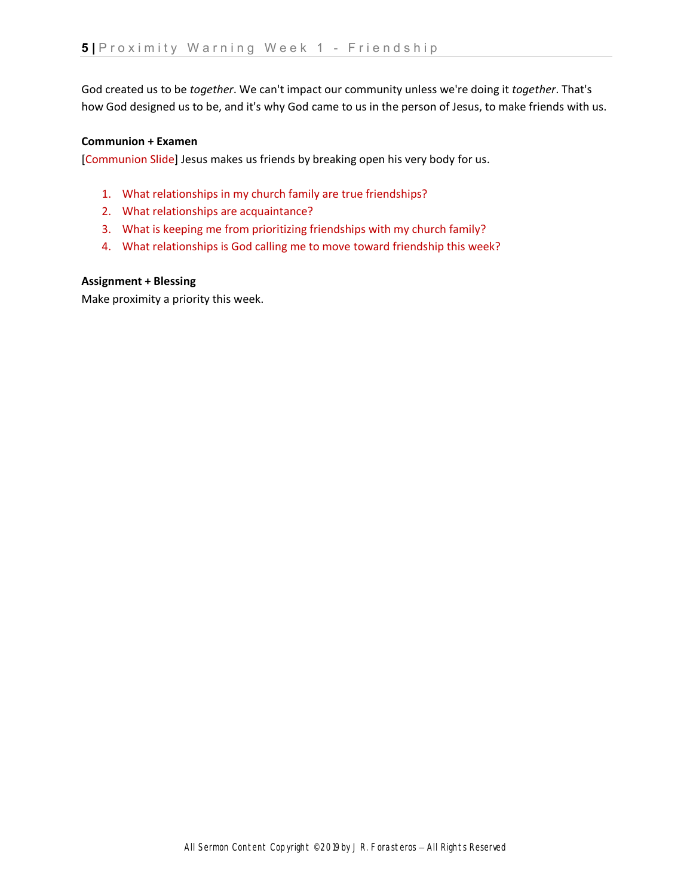God created us to be *together*. We can't impact our community unless we're doing it *together*. That's how God designed us to be, and it's why God came to us in the person of Jesus, to make friends with us.

**Communion + Examen**

[Communion Slide] Jesus makes us friends by breaking open his very body for us.

1. What relationships in my church family are true friendships?
2. What relationships are acquaintance?
3. What is keeping me from prioritizing friendships with my church family?
4. What relationships is God calling me to move toward friendship this week?

**Assignment + Blessing**

Make proximity a priority this week.